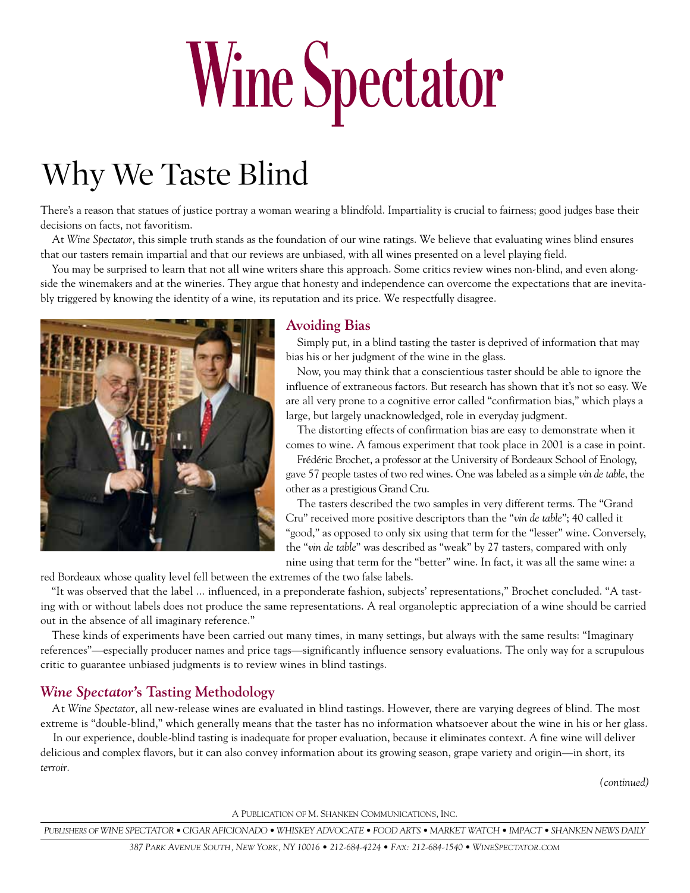# Wine Spectator

## Why We Taste Blind

There's a reason that statues of justice portray a woman wearing a blindfold. Impartiality is crucial to fairness; good judges base their decisions on facts, not favoritism.

At *Wine Spectator*, this simple truth stands as the foundation of our wine ratings. We believe that evaluating wines blind ensures that our tasters remain impartial and that our reviews are unbiased, with all wines presented on a level playing field.

You may be surprised to learn that not all wine writers share this approach. Some critics review wines non-blind, and even alongside the winemakers and at the wineries. They argue that honesty and independence can overcome the expectations that are inevitably triggered by knowing the identity of a wine, its reputation and its price. We respectfully disagree.

### Avoiding Bias

Simply put, in a blind tasting the taster is deprived of information that may bias his or her judgment of the wine in the glass.

Now, you may think that a conscientious taster should be able to ignore the influence of extraneous factors. But research has shown that it's not so easy. We are all very prone to a cognitive error called "confirmation bias," which plays a large, but largely unacknowledged, role in everyday judgment.

The distorting effects of confirmation bias are easy to demonstrate when it comes to wine. A famous experiment that took place in 2001 is a case in point.

Frédéric Brochet, a professor at the University of Bordeaux School of Enology, gave 57 people tastes of two red wines. One was labeled as a simple *vin de table*, the other as a prestigious Grand Cru.

The tasters described the two samples in very different terms. The "Grand Cru" received more positive descriptors than the "*vin de table*"; 40 called it "good," as opposed to only six using that term for the "lesser" wine. Conversely, the "*vin de table*" was described as "weak" by 27 tasters, compared with only nine using that term for the "better" wine. In fact, it was all the same wine: a red Bordeaux whose quality level fell between the extremes of the two false labels.

"It was observed that the label ... influenced, in a preponderate fashion, subjects' representations," Brochet concluded. "A tasting with or without labels does not produce the same representations. A real organoleptic appreciation of a wine should be carried out in the absence of all imaginary reference."

These kinds of experiments have been carried out many times, in many settings, but always with the same results: "Imaginary references"—especially producer names and price tags—significantly influence sensory evaluations. The only way for a scrupulous critic to guarantee unbiased judgments is to review wines in blind tastings.

### *Wine Spectator*'s Tasting Methodology

At *Wine Spectator*, all new-release wines are evaluated in blind tastings. However, there are varying degrees of blind. The most extreme is "double-blind," which generally means that the taster has no information whatsoever about the wine in his or her glass.

In our experience, double-blind tasting is inadequate for proper evaluation, because it eliminates context. A fine wine will deliver delicious and complex flavors, but it can also convey information about its growing season, grape variety and origin—in short, its *terroir*.

*(continued)*

A Publication of M. Shanken Communications, Inc.

*Publishers of Wine Spectator • Cigar Aficionado • Whiskey Advocate • Food Arts • Market Watch • Impact • Shanken News Daily*

*387 Park Avenue South, New York, NY 10016 • 212-684-4224 • Fax: 212-684-1540 • WineSpectator.com*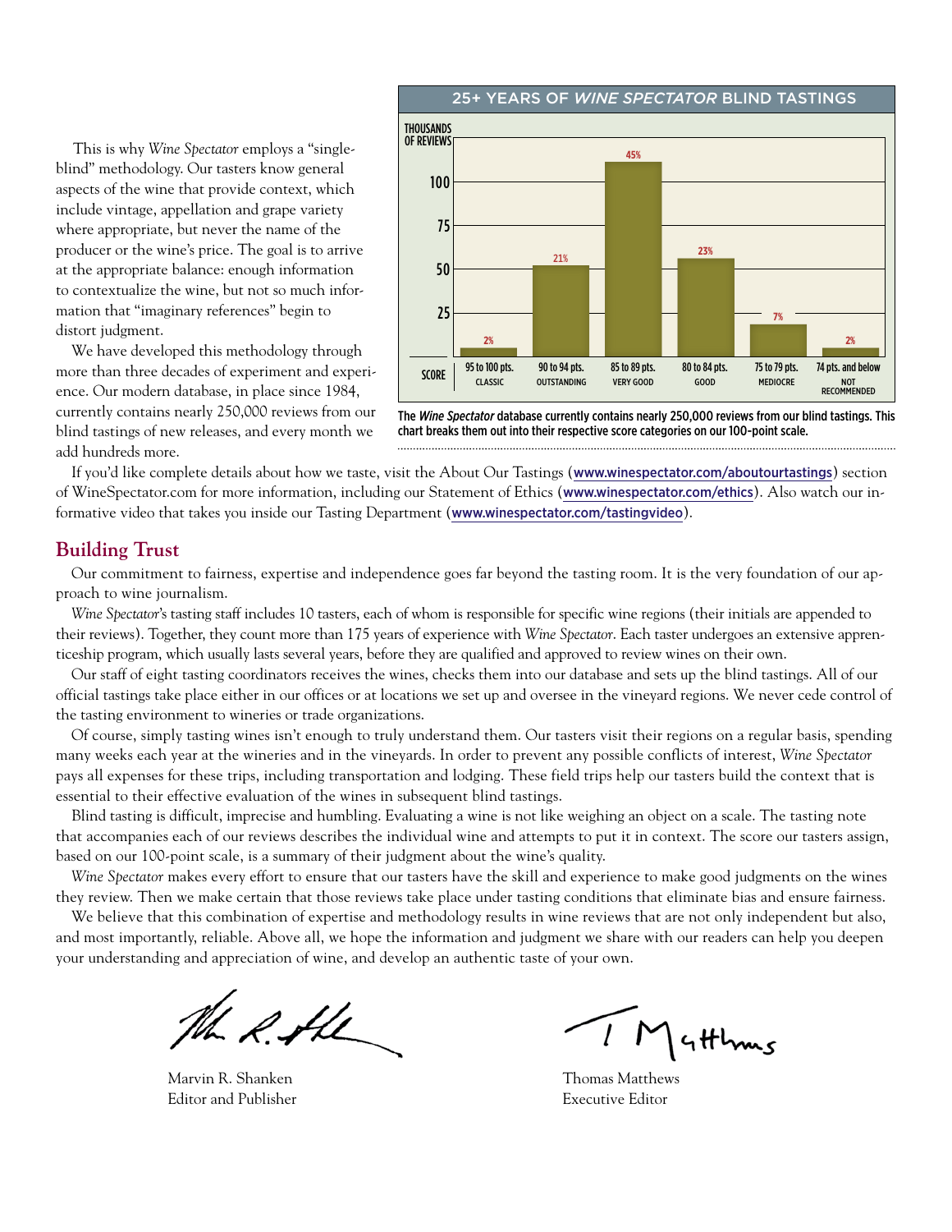This is why *Wine Spectator* employs a "single-blind" methodology. Our tasters know general aspects of the wine that provide context, which include vintage, appellation and grape variety where appropriate, but never the name of the producer or the wine's price. The goal is to arrive at the appropriate balance: enough information to contextualize the wine, but not so much information that "imaginary references" begin to distort judgment.

We have developed this methodology through more than three decades of experiment and experience. Our modern database, in place since 1984, currently contains nearly 250,000 reviews from our blind tastings of new releases, and every month we add hundreds more.

25+ YEARS OF *WINE SPECTATOR* BLIND TASTINGS

THOUSANDS OF REVIEWS

100
75
50
25

SCORE

95 to 100 pts. CLASSIC — 2%
90 to 94 pts. OUTSTANDING — 21%
85 to 89 pts. VERY GOOD — 45%
80 to 84 pts. GOOD — 23%
75 to 79 pts. MEDIOCRE — 7%
74 pts. and below NOT RECOMMENDED — 2%

**The *Wine Spectator* database currently contains nearly 250,000 reviews from our blind tastings. This chart breaks them out into their respective score categories on our 100-point scale.**

If you'd like complete details about how we taste, visit the About Our Tastings (www.winespectator.com/aboutourtastings) section of WineSpectator.com for more information, including our Statement of Ethics (www.winespectator.com/ethics). Also watch our informative video that takes you inside our Tasting Department (www.winespectator.com/tastingvideo).

## Building Trust

Our commitment to fairness, expertise and independence goes far beyond the tasting room. It is the very foundation of our approach to wine journalism.

*Wine Spectator*'s tasting staff includes 10 tasters, each of whom is responsible for specific wine regions (their initials are appended to their reviews). Together, they count more than 175 years of experience with *Wine Spectator*. Each taster undergoes an extensive apprenticeship program, which usually lasts several years, before they are qualified and approved to review wines on their own.

Our staff of eight tasting coordinators receives the wines, checks them into our database and sets up the blind tastings. All of our official tastings take place either in our offices or at locations we set up and oversee in the vineyard regions. We never cede control of the tasting environment to wineries or trade organizations.

Of course, simply tasting wines isn't enough to truly understand them. Our tasters visit their regions on a regular basis, spending many weeks each year at the wineries and in the vineyards. In order to prevent any possible conflicts of interest, *Wine Spectator* pays all expenses for these trips, including transportation and lodging. These field trips help our tasters build the context that is essential to their effective evaluation of the wines in subsequent blind tastings.

Blind tasting is difficult, imprecise and humbling. Evaluating a wine is not like weighing an object on a scale. The tasting note that accompanies each of our reviews describes the individual wine and attempts to put it in context. The score our tasters assign, based on our 100-point scale, is a summary of their judgment about the wine's quality.

*Wine Spectator* makes every effort to ensure that our tasters have the skill and experience to make good judgments on the wines they review. Then we make certain that those reviews take place under tasting conditions that eliminate bias and ensure fairness.

We believe that this combination of expertise and methodology results in wine reviews that are not only independent but also, and most importantly, reliable. Above all, we hope the information and judgment we share with our readers can help you deepen your understanding and appreciation of wine, and develop an authentic taste of your own.

Marvin R. Shanken
Editor and Publisher

Thomas Matthews
Executive Editor